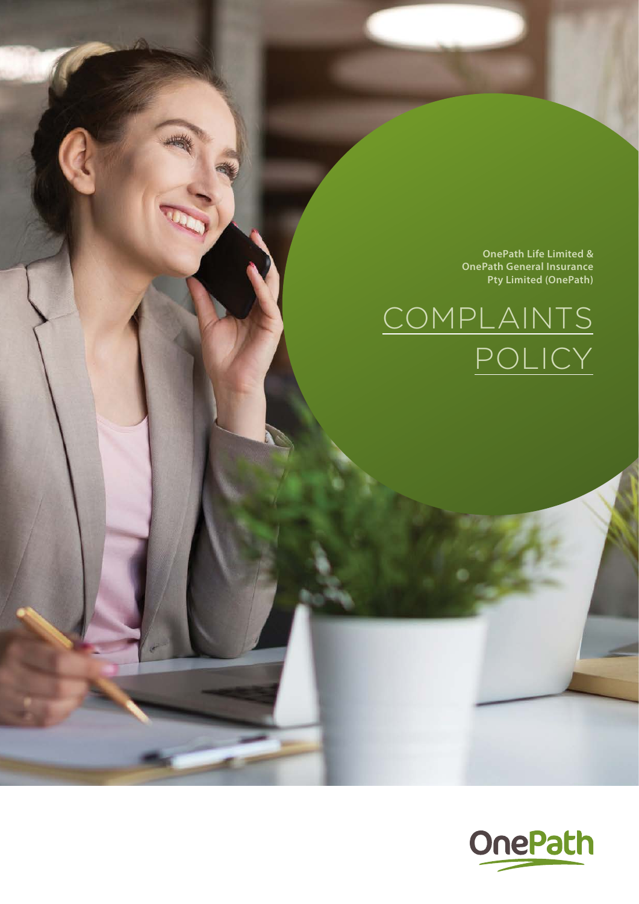OnePath Life Limited &
OnePath General Insurance
Pty Limited (OnePath)

# COMPLAINTS POLICY

OnePath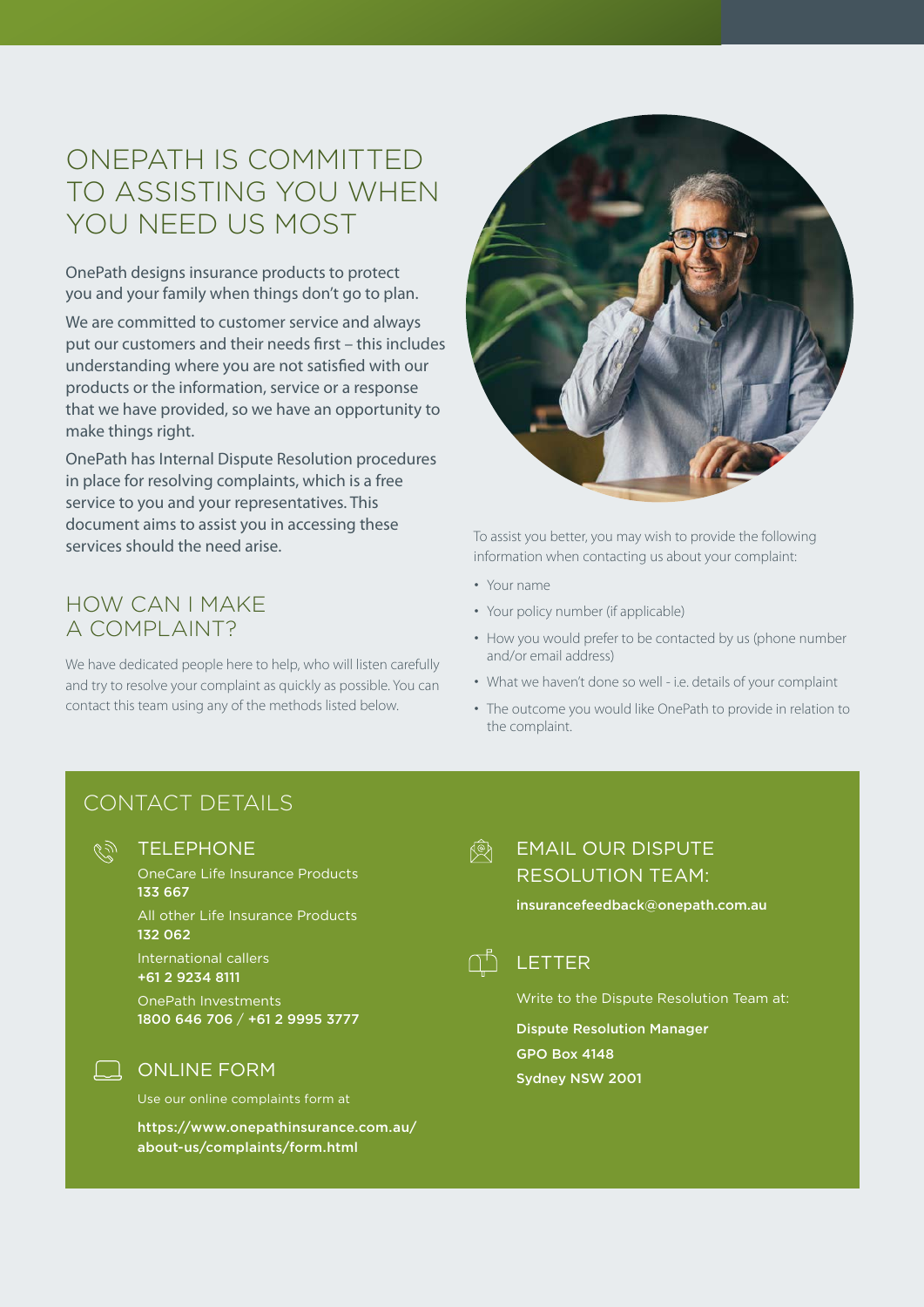# ONEPATH IS COMMITTED TO ASSISTING YOU WHEN YOU NEED US MOST

OnePath designs insurance products to protect you and your family when things don't go to plan.

We are committed to customer service and always put our customers and their needs first – this includes understanding where you are not satisfied with our products or the information, service or a response that we have provided, so we have an opportunity to make things right.

OnePath has Internal Dispute Resolution procedures in place for resolving complaints, which is a free service to you and your representatives. This document aims to assist you in accessing these services should the need arise.

## HOW CAN I MAKE A COMPLAINT?

We have dedicated people here to help, who will listen carefully and try to resolve your complaint as quickly as possible. You can contact this team using any of the methods listed below.

To assist you better, you may wish to provide the following information when contacting us about your complaint:

- Your name
- Your policy number (if applicable)
- How you would prefer to be contacted by us (phone number and/or email address)
- What we haven't done so well - i.e. details of your complaint
- The outcome you would like OnePath to provide in relation to the complaint.

## CONTACT DETAILS

### TELEPHONE

OneCare Life Insurance Products
**133 667**

All other Life Insurance Products
**132 062**

International callers
**+61 2 9234 8111**

OnePath Investments
**1800 646 706** / **+61 2 9995 3777**

### ONLINE FORM

Use our online complaints form at

**https://www.onepathinsurance.com.au/about-us/complaints/form.html**

### EMAIL OUR DISPUTE RESOLUTION TEAM:

**insurancefeedback@onepath.com.au**

### LETTER

Write to the Dispute Resolution Team at:

**Dispute Resolution Manager**
**GPO Box 4148**
**Sydney NSW 2001**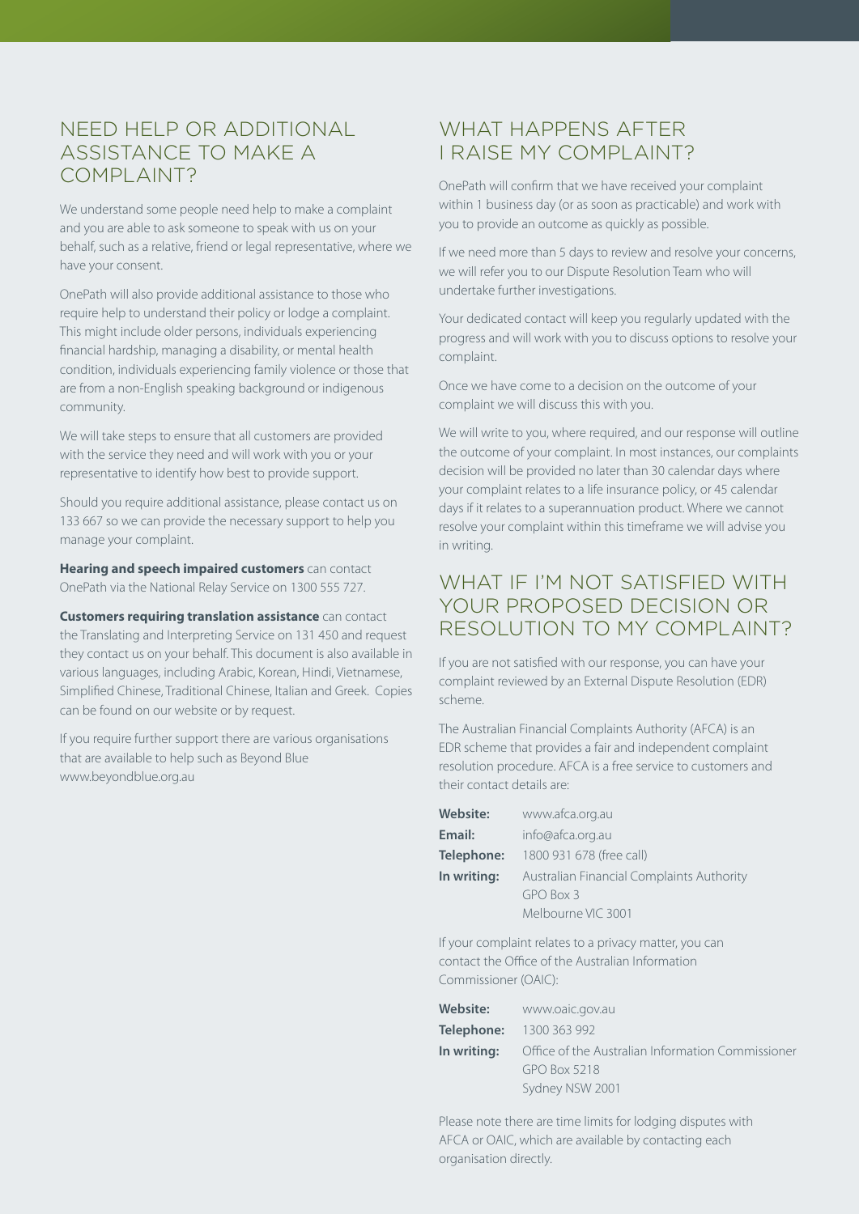## NEED HELP OR ADDITIONAL ASSISTANCE TO MAKE A COMPLAINT?

We understand some people need help to make a complaint and you are able to ask someone to speak with us on your behalf, such as a relative, friend or legal representative, where we have your consent.

OnePath will also provide additional assistance to those who require help to understand their policy or lodge a complaint. This might include older persons, individuals experiencing financial hardship, managing a disability, or mental health condition, individuals experiencing family violence or those that are from a non-English speaking background or indigenous community.

We will take steps to ensure that all customers are provided with the service they need and will work with you or your representative to identify how best to provide support.

Should you require additional assistance, please contact us on 133 667 so we can provide the necessary support to help you manage your complaint.

**Hearing and speech impaired customers** can contact OnePath via the National Relay Service on 1300 555 727.

**Customers requiring translation assistance** can contact the Translating and Interpreting Service on 131 450 and request they contact us on your behalf. This document is also available in various languages, including Arabic, Korean, Hindi, Vietnamese, Simplified Chinese, Traditional Chinese, Italian and Greek. Copies can be found on our website or by request.

If you require further support there are various organisations that are available to help such as Beyond Blue www.beyondblue.org.au

## WHAT HAPPENS AFTER I RAISE MY COMPLAINT?

OnePath will confirm that we have received your complaint within 1 business day (or as soon as practicable) and work with you to provide an outcome as quickly as possible.

If we need more than 5 days to review and resolve your concerns, we will refer you to our Dispute Resolution Team who will undertake further investigations.

Your dedicated contact will keep you regularly updated with the progress and will work with you to discuss options to resolve your complaint.

Once we have come to a decision on the outcome of your complaint we will discuss this with you.

We will write to you, where required, and our response will outline the outcome of your complaint. In most instances, our complaints decision will be provided no later than 30 calendar days where your complaint relates to a life insurance policy, or 45 calendar days if it relates to a superannuation product. Where we cannot resolve your complaint within this timeframe we will advise you in writing.

## WHAT IF I'M NOT SATISFIED WITH YOUR PROPOSED DECISION OR RESOLUTION TO MY COMPLAINT?

If you are not satisfied with our response, you can have your complaint reviewed by an External Dispute Resolution (EDR) scheme.

The Australian Financial Complaints Authority (AFCA) is an EDR scheme that provides a fair and independent complaint resolution procedure. AFCA is a free service to customers and their contact details are:

**Website:** www.afca.org.au
**Email:** info@afca.org.au
**Telephone:** 1800 931 678 (free call)
**In writing:** Australian Financial Complaints Authority
GPO Box 3
Melbourne VIC 3001

If your complaint relates to a privacy matter, you can contact the Office of the Australian Information Commissioner (OAIC):

**Website:** www.oaic.gov.au
**Telephone:** 1300 363 992
**In writing:** Office of the Australian Information Commissioner
GPO Box 5218
Sydney NSW 2001

Please note there are time limits for lodging disputes with AFCA or OAIC, which are available by contacting each organisation directly.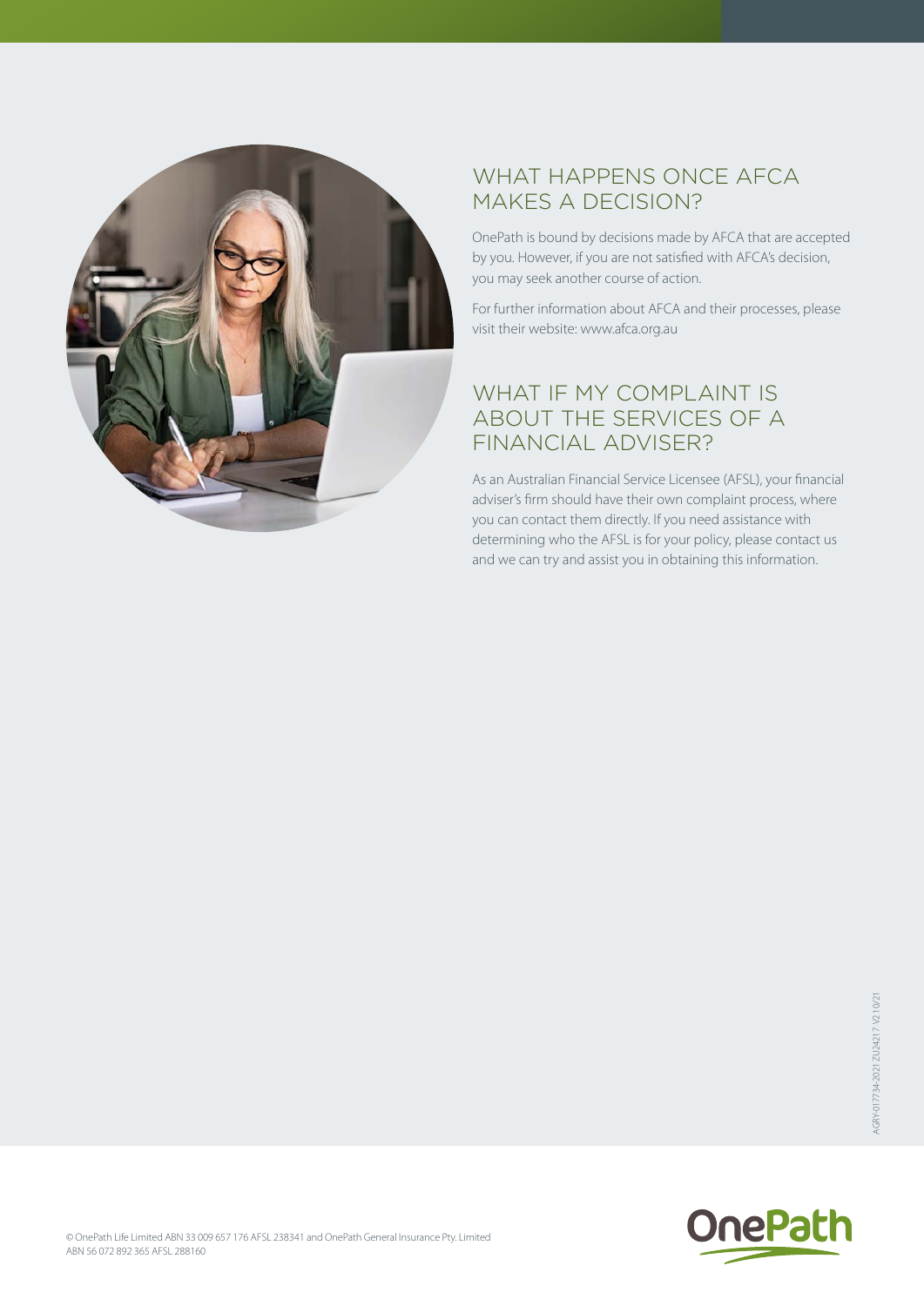## WHAT HAPPENS ONCE AFCA MAKES A DECISION?

OnePath is bound by decisions made by AFCA that are accepted by you. However, if you are not satisfied with AFCA's decision, you may seek another course of action.

For further information about AFCA and their processes, please visit their website: www.afca.org.au

## WHAT IF MY COMPLAINT IS ABOUT THE SERVICES OF A FINANCIAL ADVISER?

As an Australian Financial Service Licensee (AFSL), your financial adviser's firm should have their own complaint process, where you can contact them directly. If you need assistance with determining who the AFSL is for your policy, please contact us and we can try and assist you in obtaining this information.

AGRY-01734-2021 ZU24217 V2 10/21

© OnePath Life Limited ABN 33 009 657 176 AFSL 238341 and OnePath General Insurance Pty. Limited ABN 56 072 892 365 AFSL 288160

OnePath